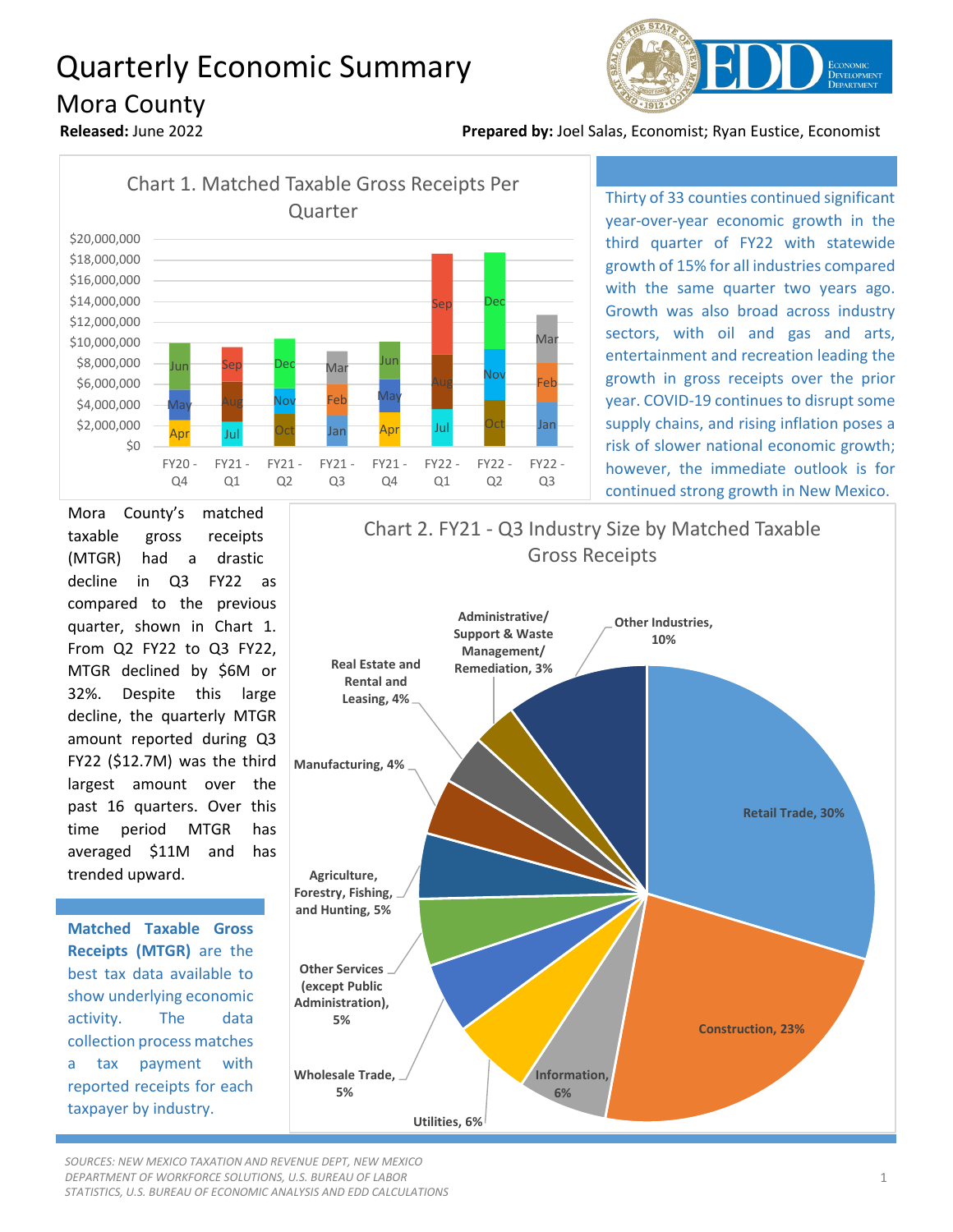# Quarterly Economic Summary

## Mora County

**Released:** June 2022

**Prepared by:** Joel Salas, Economist; Ryan Eustice, Economist

Chart 1. Matched Taxable Gross Receipts Per Quarter

Thirty of 33 counties continued significant year-over-year economic growth in the third quarter of FY22 with statewide growth of 15% for all industries compared with the same quarter two years ago. Growth was also broad across industry sectors, with oil and gas and arts, entertainment and recreation leading the growth in gross receipts over the prior year. COVID-19 continues to disrupt some supply chains, and rising inflation poses a risk of slower national economic growth; however, the immediate outlook is for continued strong growth in New Mexico.

Mora County's matched taxable gross receipts (MTGR) had a drastic decline in Q3 FY22 as compared to the previous quarter, shown in Chart 1. From Q2 FY22 to Q3 FY22, MTGR declined by $6M or 32%. Despite this large decline, the quarterly MTGR amount reported during Q3 FY22 ($12.7M) was the third largest amount over the past 16 quarters. Over this time period MTGR has averaged $11M and has trended upward.

**Matched Taxable Gross Receipts (MTGR)** are the best tax data available to show underlying economic activity. The data collection process matches a tax payment with reported receipts for each taxpayer by industry.

Chart 2. FY21 - Q3 Industry Size by Matched Taxable Gross Receipts

| Industry | Share |
|---|---|
| Retail Trade | 30% |
| Construction | 23% |
| Information | 6% |
| Utilities | 6% |
| Wholesale Trade | 5% |
| Other Services (except Public Administration) | 5% |
| Agriculture, Forestry, Fishing, and Hunting | 5% |
| Manufacturing | 4% |
| Real Estate and Rental and Leasing | 4% |
| Administrative/ Support & Waste Management/ Remediation | 3% |
| Other Industries | 10% |

*SOURCES: NEW MEXICO TAXATION AND REVENUE DEPT, NEW MEXICO DEPARTMENT OF WORKFORCE SOLUTIONS, U.S. BUREAU OF LABOR STATISTICS, U.S. BUREAU OF ECONOMIC ANALYSIS AND EDD CALCULATIONS*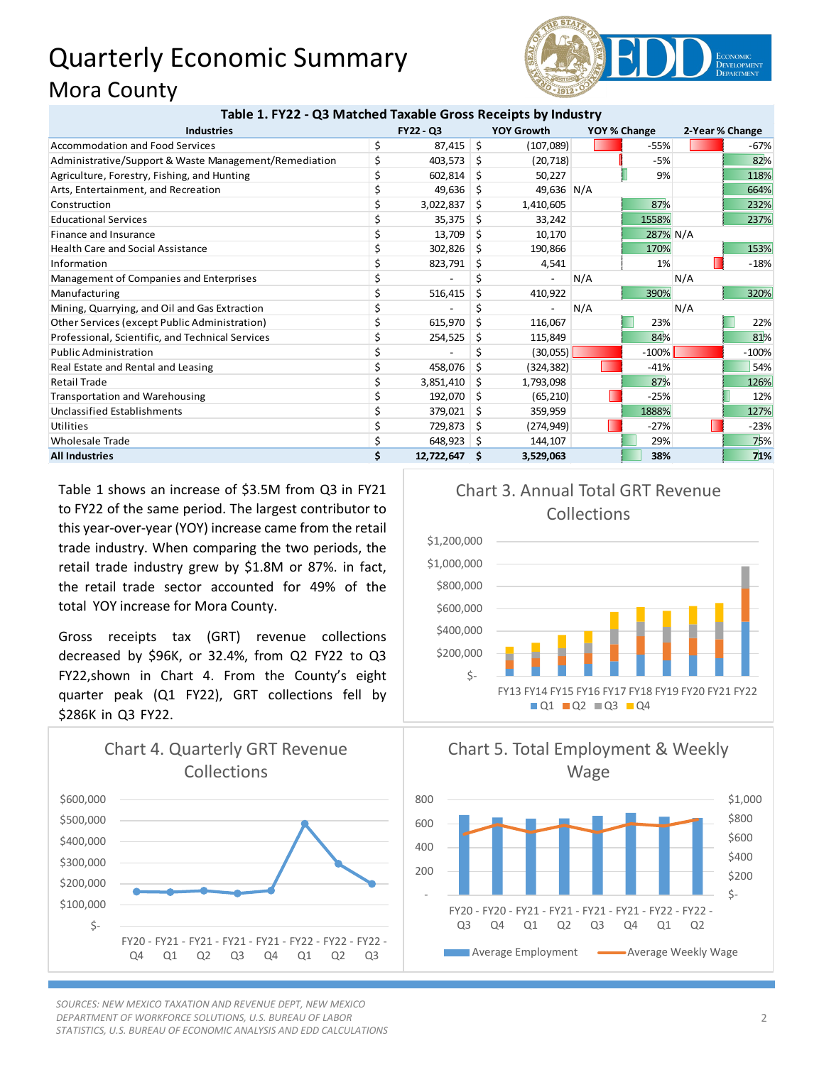# Quarterly Economic Summary

## Mora County

| Table 1. FY22 - Q3 Matched Taxable Gross Receipts by Industry | | | | |
|---|---|---|---|---|
| Industries | FY22 - Q3 | YOY Growth | YOY % Change | 2-Year % Change |
| Accommodation and Food Services | $ 87,415 | $ (107,089) | -55% | -67% |
| Administrative/Support & Waste Management/Remediation | $ 403,573 | $ (20,718) | -5% | 82% |
| Agriculture, Forestry, Fishing, and Hunting | $ 602,814 | $ 50,227 | 9% | 118% |
| Arts, Entertainment, and Recreation | $ 49,636 | $ 49,636 | N/A | 664% |
| Construction | $ 3,022,837 | $ 1,410,605 | 87% | 232% |
| Educational Services | $ 35,375 | $ 33,242 | 1558% | 237% |
| Finance and Insurance | $ 13,709 | $ 10,170 | 287% | N/A |
| Health Care and Social Assistance | $ 302,826 | $ 190,866 | 170% | 153% |
| Information | $ 823,791 | $ 4,541 | 1% | -18% |
| Management of Companies and Enterprises | $ - | $ - | N/A | N/A |
| Manufacturing | $ 516,415 | $ 410,922 | 390% | 320% |
| Mining, Quarrying, and Oil and Gas Extraction | $ - | $ - | N/A | N/A |
| Other Services (except Public Administration) | $ 615,970 | $ 116,067 | 23% | 22% |
| Professional, Scientific, and Technical Services | $ 254,525 | $ 115,849 | 84% | 81% |
| Public Administration | $ - | $ (30,055) | -100% | -100% |
| Real Estate and Rental and Leasing | $ 458,076 | $ (324,382) | -41% | 54% |
| Retail Trade | $ 3,851,410 | $ 1,793,098 | 87% | 126% |
| Transportation and Warehousing | $ 192,070 | $ (65,210) | -25% | 12% |
| Unclassified Establishments | $ 379,021 | $ 359,959 | 1888% | 127% |
| Utilities | $ 729,873 | $ (274,949) | -27% | -23% |
| Wholesale Trade | $ 648,923 | $ 144,107 | 29% | 75% |
| **All Industries** | **$ 12,722,647** | **$ 3,529,063** | **38%** | **71%** |

Table 1 shows an increase of $3.5M from Q3 in FY21 to FY22 of the same period. The largest contributor to this year-over-year (YOY) increase came from the retail trade industry. When comparing the two periods, the retail trade industry grew by $1.8M or 87%. in fact, the retail trade sector accounted for 49% of the total YOY increase for Mora County.

Gross receipts tax (GRT) revenue collections decreased by $96K, or 32.4%, from Q2 FY22 to Q3 FY22,shown in Chart 4. From the County's eight quarter peak (Q1 FY22), GRT collections fell by $286K in Q3 FY22.

### Chart 3. Annual Total GRT Revenue Collections

### Chart 4. Quarterly GRT Revenue Collections

### Chart 5. Total Employment & Weekly Wage

*SOURCES: NEW MEXICO TAXATION AND REVENUE DEPT, NEW MEXICO DEPARTMENT OF WORKFORCE SOLUTIONS, U.S. BUREAU OF LABOR STATISTICS, U.S. BUREAU OF ECONOMIC ANALYSIS AND EDD CALCULATIONS*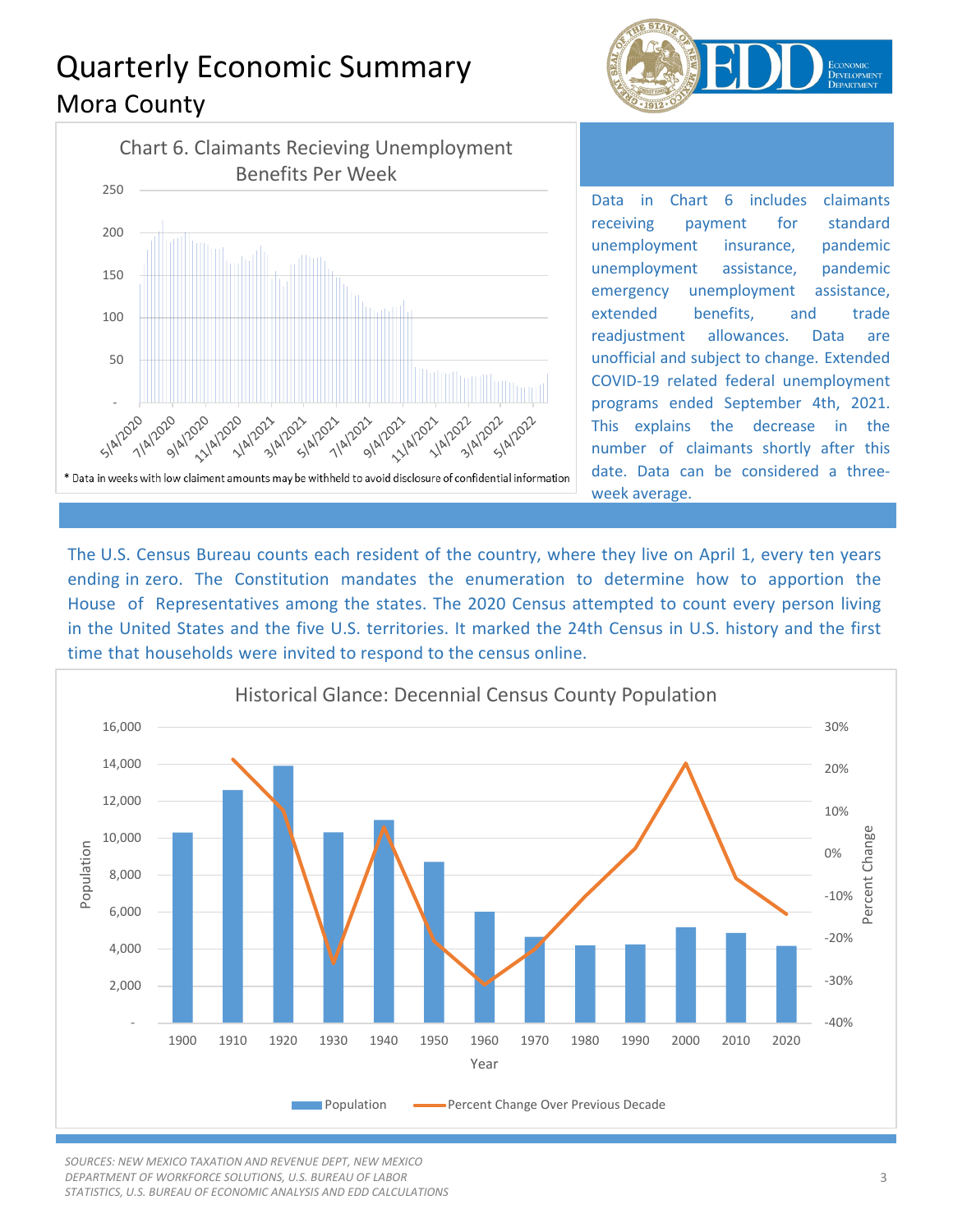# Quarterly Economic Summary

## Mora County

Chart 6. Claimants Recieving Unemployment Benefits Per Week

250
200
150
100
50
-

5/4/2020 7/4/2020 9/4/2020 11/4/2020 1/4/2021 3/4/2021 5/4/2021 7/4/2021 9/4/2021 11/4/2021 1/4/2022 3/4/2022 5/4/2022

\* Data in weeks with low claiment amounts may be withheld to avoid disclosure of confidential information

Data in Chart 6 includes claimants receiving payment for standard unemployment insurance, pandemic unemployment assistance, pandemic emergency unemployment assistance, extended benefits, and trade readjustment allowances. Data are unofficial and subject to change. Extended COVID-19 related federal unemployment programs ended September 4th, 2021. This explains the decrease in the number of claimants shortly after this date. Data can be considered a three-week average.

The U.S. Census Bureau counts each resident of the country, where they live on April 1, every ten years ending in zero. The Constitution mandates the enumeration to determine how to apportion the House of Representatives among the states. The 2020 Census attempted to count every person living in the United States and the five U.S. territories. It marked the 24th Census in U.S. history and the first time that households were invited to respond to the census online.

Historical Glance: Decennial Census County Population

Population

16,000
14,000
12,000
10,000
8,000
6,000
4,000
2,000
-

Percent Change

30%
20%
10%
0%
-10%
-20%
-30%
-40%

1900 1910 1920 1930 1940 1950 1960 1970 1980 1990 2000 2010 2020

Year

Population   Percent Change Over Previous Decade

*SOURCES: NEW MEXICO TAXATION AND REVENUE DEPT, NEW MEXICO DEPARTMENT OF WORKFORCE SOLUTIONS, U.S. BUREAU OF LABOR STATISTICS, U.S. BUREAU OF ECONOMIC ANALYSIS AND EDD CALCULATIONS*